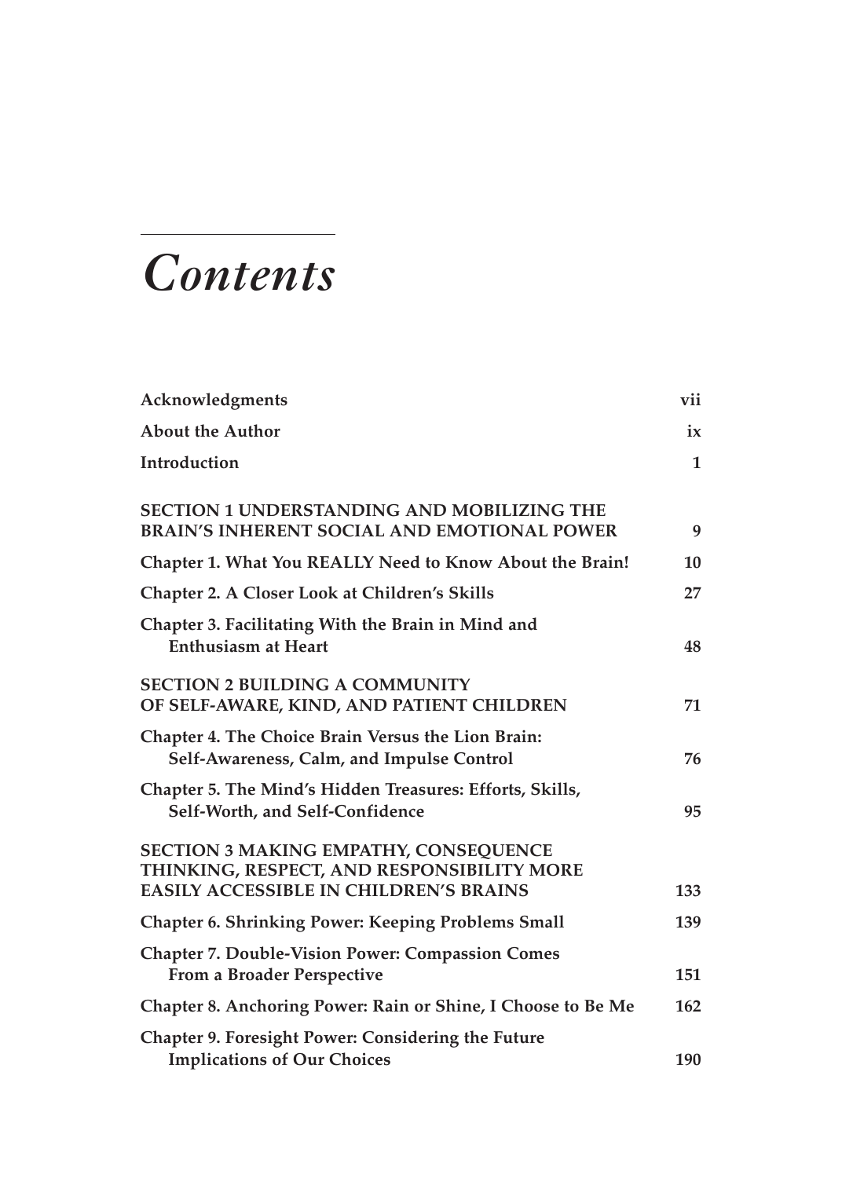# *Contents*

| | |
|---|---|
| **Acknowledgments** | **vii** |
| **About the Author** | **ix** |
| **Introduction** | **1** |
| **SECTION 1 UNDERSTANDING AND MOBILIZING THE BRAIN'S INHERENT SOCIAL AND EMOTIONAL POWER** | **9** |
| **Chapter 1. What You REALLY Need to Know About the Brain!** | **10** |
| **Chapter 2. A Closer Look at Children's Skills** | **27** |
| **Chapter 3. Facilitating With the Brain in Mind and Enthusiasm at Heart** | **48** |
| **SECTION 2 BUILDING A COMMUNITY OF SELF-AWARE, KIND, AND PATIENT CHILDREN** | **71** |
| **Chapter 4. The Choice Brain Versus the Lion Brain: Self-Awareness, Calm, and Impulse Control** | **76** |
| **Chapter 5. The Mind's Hidden Treasures: Efforts, Skills, Self-Worth, and Self-Confidence** | **95** |
| **SECTION 3 MAKING EMPATHY, CONSEQUENCE THINKING, RESPECT, AND RESPONSIBILITY MORE EASILY ACCESSIBLE IN CHILDREN'S BRAINS** | **133** |
| **Chapter 6. Shrinking Power: Keeping Problems Small** | **139** |
| **Chapter 7. Double-Vision Power: Compassion Comes From a Broader Perspective** | **151** |
| **Chapter 8. Anchoring Power: Rain or Shine, I Choose to Be Me** | **162** |
| **Chapter 9. Foresight Power: Considering the Future Implications of Our Choices** | **190** |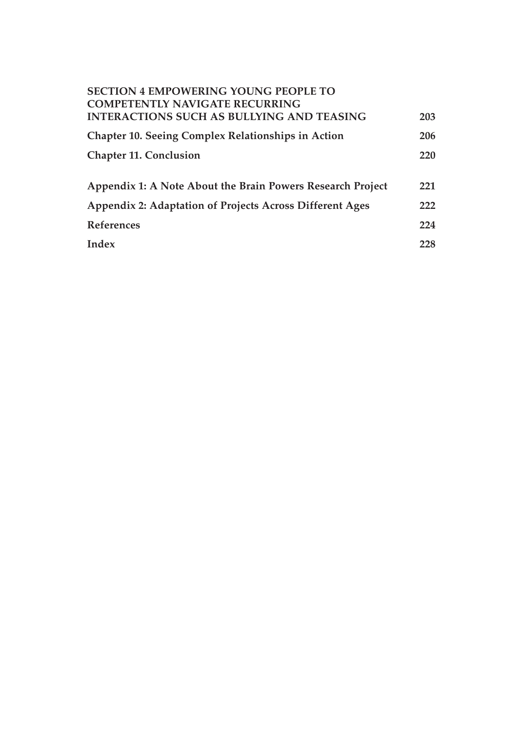**SECTION 4 EMPOWERING YOUNG PEOPLE TO COMPETENTLY NAVIGATE RECURRING INTERACTIONS SUCH AS BULLYING AND TEASING** 203

**Chapter 10. Seeing Complex Relationships in Action** 206

**Chapter 11. Conclusion** 220

**Appendix 1: A Note About the Brain Powers Research Project** 221

**Appendix 2: Adaptation of Projects Across Different Ages** 222

**References** 224

**Index** 228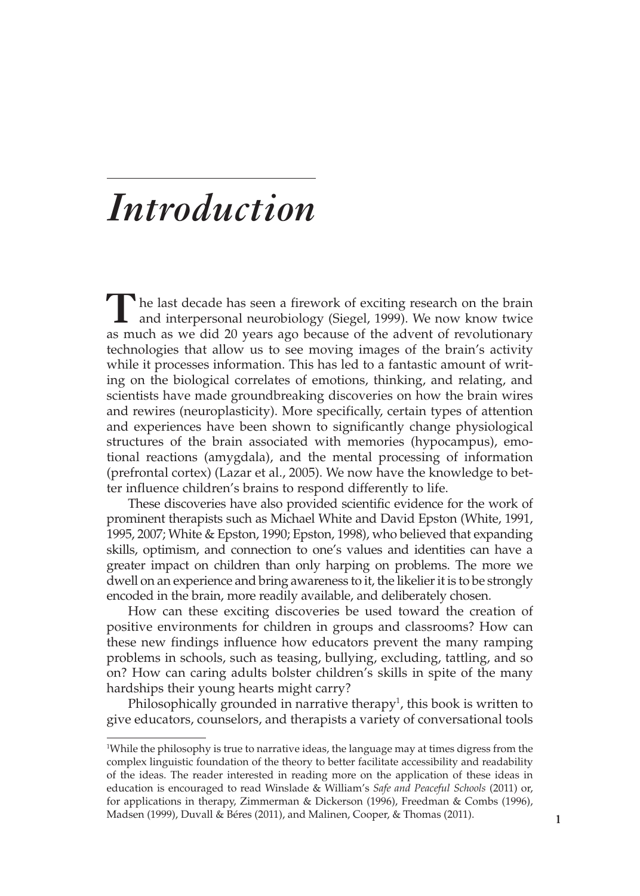# *Introduction*

The last decade has seen a firework of exciting research on the brain and interpersonal neurobiology (Siegel, 1999). We now know twice as much as we did 20 years ago because of the advent of revolutionary technologies that allow us to see moving images of the brain's activity while it processes information. This has led to a fantastic amount of writing on the biological correlates of emotions, thinking, and relating, and scientists have made groundbreaking discoveries on how the brain wires and rewires (neuroplasticity). More specifically, certain types of attention and experiences have been shown to significantly change physiological structures of the brain associated with memories (hypocampus), emotional reactions (amygdala), and the mental processing of information (prefrontal cortex) (Lazar et al., 2005). We now have the knowledge to better influence children's brains to respond differently to life.

These discoveries have also provided scientific evidence for the work of prominent therapists such as Michael White and David Epston (White, 1991, 1995, 2007; White & Epston, 1990; Epston, 1998), who believed that expanding skills, optimism, and connection to one's values and identities can have a greater impact on children than only harping on problems. The more we dwell on an experience and bring awareness to it, the likelier it is to be strongly encoded in the brain, more readily available, and deliberately chosen.

How can these exciting discoveries be used toward the creation of positive environments for children in groups and classrooms? How can these new findings influence how educators prevent the many ramping problems in schools, such as teasing, bullying, excluding, tattling, and so on? How can caring adults bolster children's skills in spite of the many hardships their young hearts might carry?

Philosophically grounded in narrative therapy[1], this book is written to give educators, counselors, and therapists a variety of conversational tools

[1]While the philosophy is true to narrative ideas, the language may at times digress from the complex linguistic foundation of the theory to better facilitate accessibility and readability of the ideas. The reader interested in reading more on the application of these ideas in education is encouraged to read Winslade & William's *Safe and Peaceful Schools* (2011) or, for applications in therapy, Zimmerman & Dickerson (1996), Freedman & Combs (1996), Madsen (1999), Duvall & Béres (2011), and Malinen, Cooper, & Thomas (2011).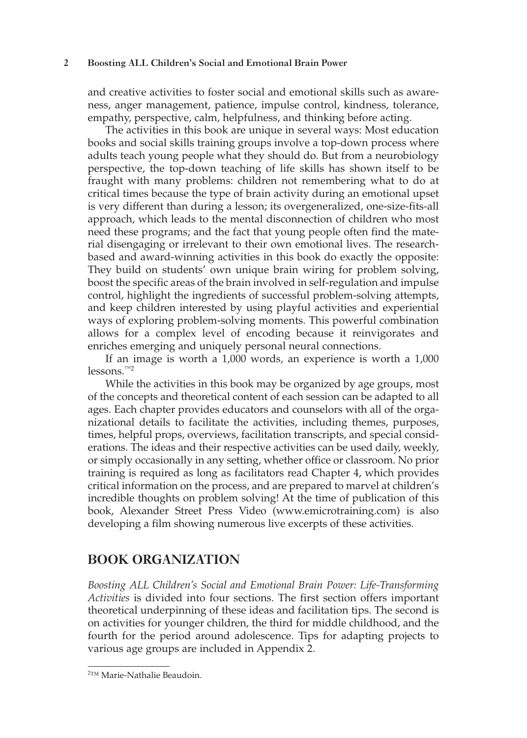and creative activities to foster social and emotional skills such as awareness, anger management, patience, impulse control, kindness, tolerance, empathy, perspective, calm, helpfulness, and thinking before acting.

The activities in this book are unique in several ways: Most education books and social skills training groups involve a top-down process where adults teach young people what they should do. But from a neurobiology perspective, the top-down teaching of life skills has shown itself to be fraught with many problems: children not remembering what to do at critical times because the type of brain activity during an emotional upset is very different than during a lesson; its overgeneralized, one-size-fits-all approach, which leads to the mental disconnection of children who most need these programs; and the fact that young people often find the material disengaging or irrelevant to their own emotional lives. The research-based and award-winning activities in this book do exactly the opposite: They build on students' own unique brain wiring for problem solving, boost the specific areas of the brain involved in self-regulation and impulse control, highlight the ingredients of successful problem-solving attempts, and keep children interested by using playful activities and experiential ways of exploring problem-solving moments. This powerful combination allows for a complex level of encoding because it reinvigorates and enriches emerging and uniquely personal neural connections.

If an image is worth a 1,000 words, an experience is worth a 1,000 lessons.™[2]

While the activities in this book may be organized by age groups, most of the concepts and theoretical content of each session can be adapted to all ages. Each chapter provides educators and counselors with all of the organizational details to facilitate the activities, including themes, purposes, times, helpful props, overviews, facilitation transcripts, and special considerations. The ideas and their respective activities can be used daily, weekly, or simply occasionally in any setting, whether office or classroom. No prior training is required as long as facilitators read Chapter 4, which provides critical information on the process, and are prepared to marvel at children's incredible thoughts on problem solving! At the time of publication of this book, Alexander Street Press Video (www.emicrotraining.com) is also developing a film showing numerous live excerpts of these activities.

## BOOK ORGANIZATION

*Boosting ALL Children's Social and Emotional Brain Power: Life-Transforming Activities* is divided into four sections. The first section offers important theoretical underpinning of these ideas and facilitation tips. The second is on activities for younger children, the third for middle childhood, and the fourth for the period around adolescence. Tips for adapting projects to various age groups are included in Appendix 2.

---

[2]™ Marie-Nathalie Beaudoin.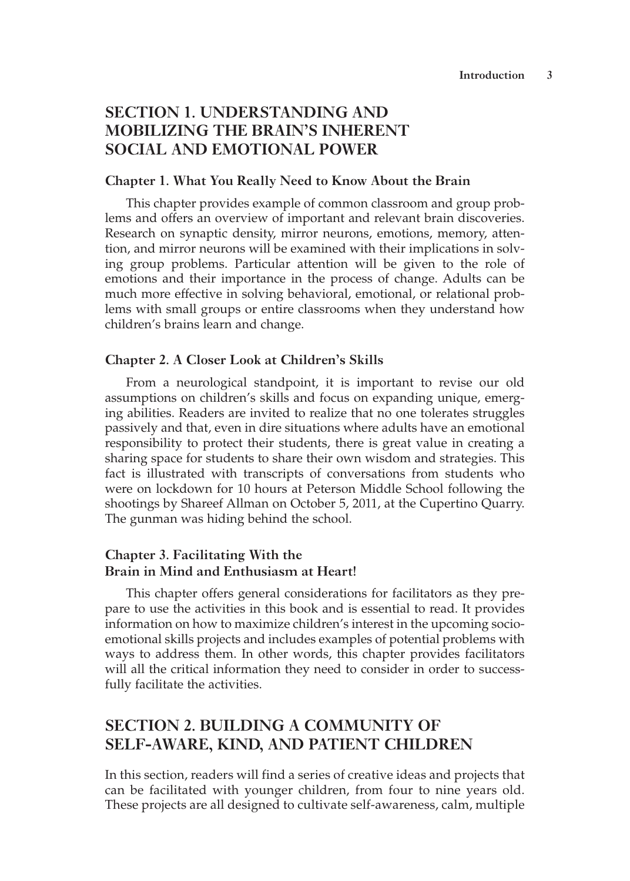## SECTION 1. UNDERSTANDING AND MOBILIZING THE BRAIN'S INHERENT SOCIAL AND EMOTIONAL POWER

### Chapter 1. What You Really Need to Know About the Brain

This chapter provides example of common classroom and group problems and offers an overview of important and relevant brain discoveries. Research on synaptic density, mirror neurons, emotions, memory, attention, and mirror neurons will be examined with their implications in solving group problems. Particular attention will be given to the role of emotions and their importance in the process of change. Adults can be much more effective in solving behavioral, emotional, or relational problems with small groups or entire classrooms when they understand how children's brains learn and change.

### Chapter 2. A Closer Look at Children's Skills

From a neurological standpoint, it is important to revise our old assumptions on children's skills and focus on expanding unique, emerging abilities. Readers are invited to realize that no one tolerates struggles passively and that, even in dire situations where adults have an emotional responsibility to protect their students, there is great value in creating a sharing space for students to share their own wisdom and strategies. This fact is illustrated with transcripts of conversations from students who were on lockdown for 10 hours at Peterson Middle School following the shootings by Shareef Allman on October 5, 2011, at the Cupertino Quarry. The gunman was hiding behind the school.

### Chapter 3. Facilitating With the Brain in Mind and Enthusiasm at Heart!

This chapter offers general considerations for facilitators as they prepare to use the activities in this book and is essential to read. It provides information on how to maximize children's interest in the upcoming socioemotional skills projects and includes examples of potential problems with ways to address them. In other words, this chapter provides facilitators will all the critical information they need to consider in order to successfully facilitate the activities.

## SECTION 2. BUILDING A COMMUNITY OF SELF-AWARE, KIND, AND PATIENT CHILDREN

In this section, readers will find a series of creative ideas and projects that can be facilitated with younger children, from four to nine years old. These projects are all designed to cultivate self-awareness, calm, multiple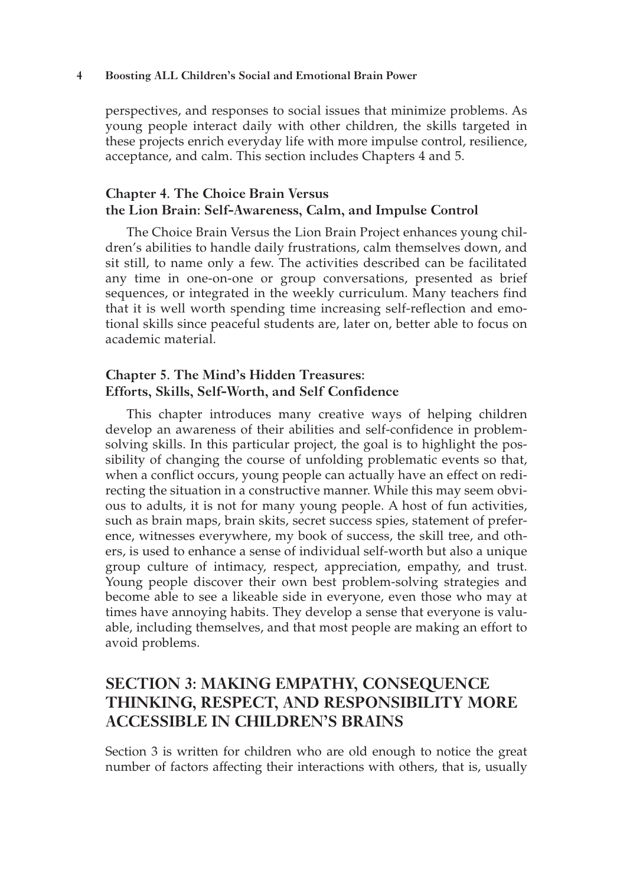perspectives, and responses to social issues that minimize problems. As young people interact daily with other children, the skills targeted in these projects enrich everyday life with more impulse control, resilience, acceptance, and calm. This section includes Chapters 4 and 5.

### Chapter 4. The Choice Brain Versus the Lion Brain: Self-Awareness, Calm, and Impulse Control

The Choice Brain Versus the Lion Brain Project enhances young children's abilities to handle daily frustrations, calm themselves down, and sit still, to name only a few. The activities described can be facilitated any time in one-on-one or group conversations, presented as brief sequences, or integrated in the weekly curriculum. Many teachers find that it is well worth spending time increasing self-reflection and emotional skills since peaceful students are, later on, better able to focus on academic material.

### Chapter 5. The Mind's Hidden Treasures: Efforts, Skills, Self-Worth, and Self Confidence

This chapter introduces many creative ways of helping children develop an awareness of their abilities and self-confidence in problem-solving skills. In this particular project, the goal is to highlight the possibility of changing the course of unfolding problematic events so that, when a conflict occurs, young people can actually have an effect on redirecting the situation in a constructive manner. While this may seem obvious to adults, it is not for many young people. A host of fun activities, such as brain maps, brain skits, secret success spies, statement of preference, witnesses everywhere, my book of success, the skill tree, and others, is used to enhance a sense of individual self-worth but also a unique group culture of intimacy, respect, appreciation, empathy, and trust. Young people discover their own best problem-solving strategies and become able to see a likeable side in everyone, even those who may at times have annoying habits. They develop a sense that everyone is valuable, including themselves, and that most people are making an effort to avoid problems.

## SECTION 3: MAKING EMPATHY, CONSEQUENCE THINKING, RESPECT, AND RESPONSIBILITY MORE ACCESSIBLE IN CHILDREN'S BRAINS

Section 3 is written for children who are old enough to notice the great number of factors affecting their interactions with others, that is, usually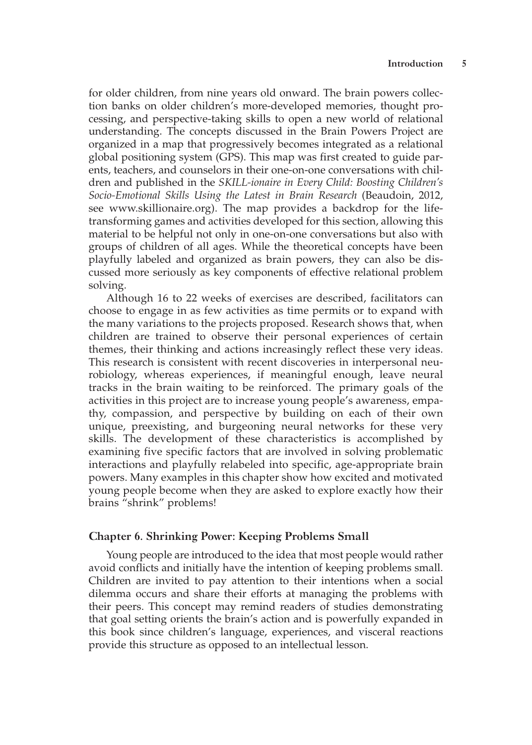for older children, from nine years old onward. The brain powers collection banks on older children's more-developed memories, thought processing, and perspective-taking skills to open a new world of relational understanding. The concepts discussed in the Brain Powers Project are organized in a map that progressively becomes integrated as a relational global positioning system (GPS). This map was first created to guide parents, teachers, and counselors in their one-on-one conversations with children and published in the *SKILL-ionaire in Every Child: Boosting Children's Socio-Emotional Skills Using the Latest in Brain Research* (Beaudoin, 2012, see www.skillionaire.org). The map provides a backdrop for the life-transforming games and activities developed for this section, allowing this material to be helpful not only in one-on-one conversations but also with groups of children of all ages. While the theoretical concepts have been playfully labeled and organized as brain powers, they can also be discussed more seriously as key components of effective relational problem solving.

Although 16 to 22 weeks of exercises are described, facilitators can choose to engage in as few activities as time permits or to expand with the many variations to the projects proposed. Research shows that, when children are trained to observe their personal experiences of certain themes, their thinking and actions increasingly reflect these very ideas. This research is consistent with recent discoveries in interpersonal neurobiology, whereas experiences, if meaningful enough, leave neural tracks in the brain waiting to be reinforced. The primary goals of the activities in this project are to increase young people's awareness, empathy, compassion, and perspective by building on each of their own unique, preexisting, and burgeoning neural networks for these very skills. The development of these characteristics is accomplished by examining five specific factors that are involved in solving problematic interactions and playfully relabeled into specific, age-appropriate brain powers. Many examples in this chapter show how excited and motivated young people become when they are asked to explore exactly how their brains "shrink" problems!

### Chapter 6. Shrinking Power: Keeping Problems Small

Young people are introduced to the idea that most people would rather avoid conflicts and initially have the intention of keeping problems small. Children are invited to pay attention to their intentions when a social dilemma occurs and share their efforts at managing the problems with their peers. This concept may remind readers of studies demonstrating that goal setting orients the brain's action and is powerfully expanded in this book since children's language, experiences, and visceral reactions provide this structure as opposed to an intellectual lesson.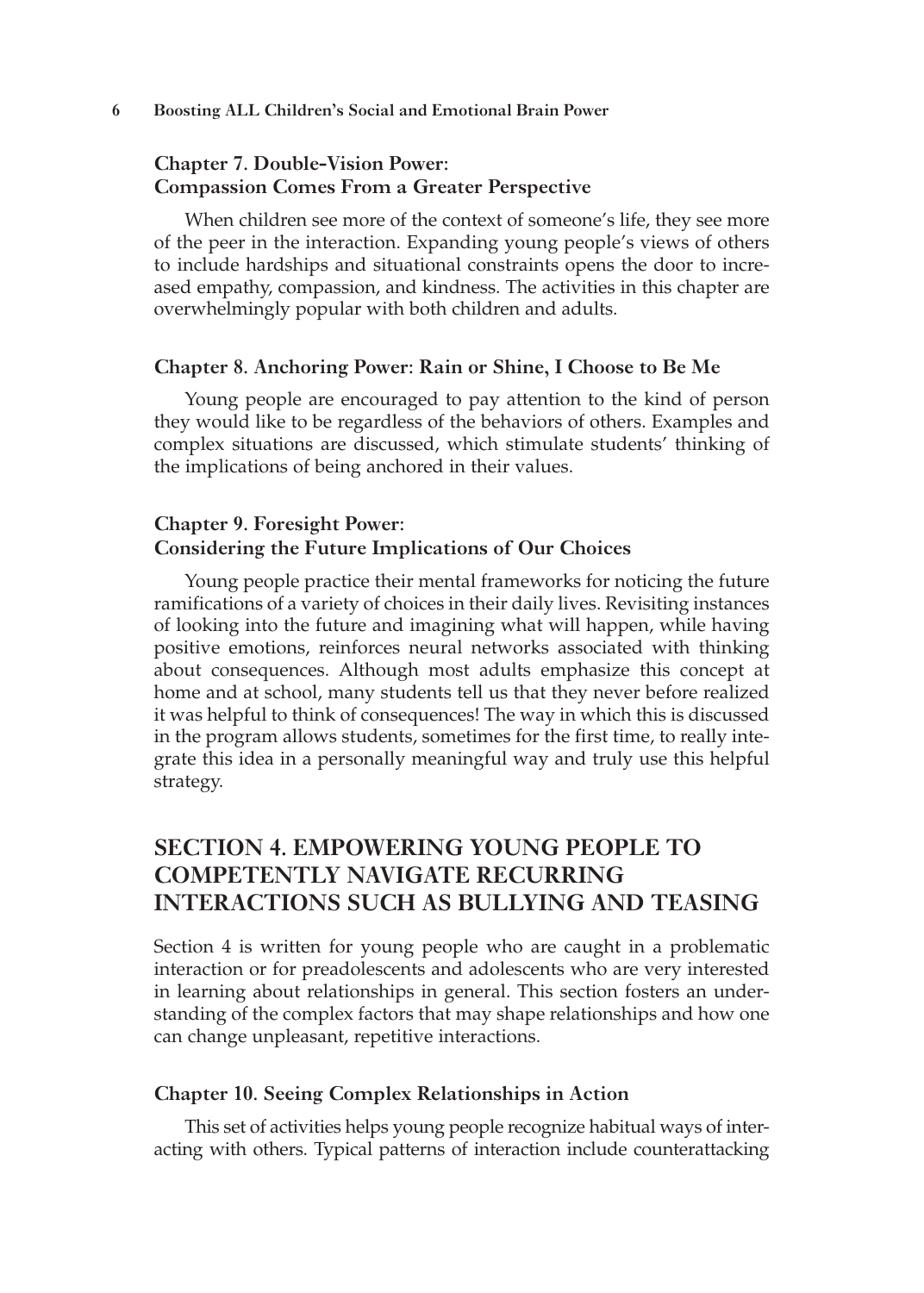### Chapter 7. Double-Vision Power: Compassion Comes From a Greater Perspective

When children see more of the context of someone's life, they see more of the peer in the interaction. Expanding young people's views of others to include hardships and situational constraints opens the door to increased empathy, compassion, and kindness. The activities in this chapter are overwhelmingly popular with both children and adults.

### Chapter 8. Anchoring Power: Rain or Shine, I Choose to Be Me

Young people are encouraged to pay attention to the kind of person they would like to be regardless of the behaviors of others. Examples and complex situations are discussed, which stimulate students' thinking of the implications of being anchored in their values.

### Chapter 9. Foresight Power: Considering the Future Implications of Our Choices

Young people practice their mental frameworks for noticing the future ramifications of a variety of choices in their daily lives. Revisiting instances of looking into the future and imagining what will happen, while having positive emotions, reinforces neural networks associated with thinking about consequences. Although most adults emphasize this concept at home and at school, many students tell us that they never before realized it was helpful to think of consequences! The way in which this is discussed in the program allows students, sometimes for the first time, to really integrate this idea in a personally meaningful way and truly use this helpful strategy.

## SECTION 4. EMPOWERING YOUNG PEOPLE TO COMPETENTLY NAVIGATE RECURRING INTERACTIONS SUCH AS BULLYING AND TEASING

Section 4 is written for young people who are caught in a problematic interaction or for preadolescents and adolescents who are very interested in learning about relationships in general. This section fosters an understanding of the complex factors that may shape relationships and how one can change unpleasant, repetitive interactions.

### Chapter 10. Seeing Complex Relationships in Action

This set of activities helps young people recognize habitual ways of interacting with others. Typical patterns of interaction include counterattacking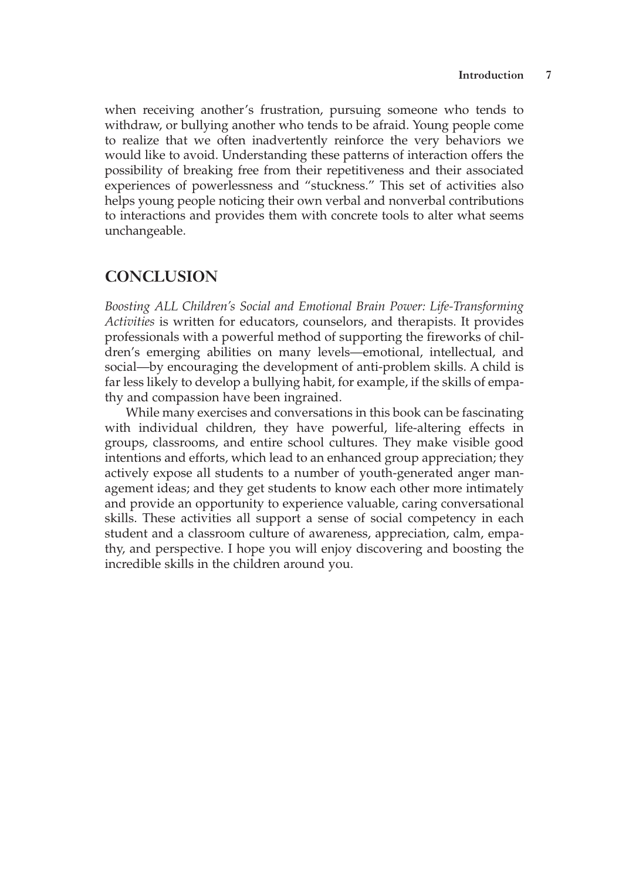when receiving another's frustration, pursuing someone who tends to withdraw, or bullying another who tends to be afraid. Young people come to realize that we often inadvertently reinforce the very behaviors we would like to avoid. Understanding these patterns of interaction offers the possibility of breaking free from their repetitiveness and their associated experiences of powerlessness and "stuckness." This set of activities also helps young people noticing their own verbal and nonverbal contributions to interactions and provides them with concrete tools to alter what seems unchangeable.

## CONCLUSION

*Boosting ALL Children's Social and Emotional Brain Power: Life-Transforming Activities* is written for educators, counselors, and therapists. It provides professionals with a powerful method of supporting the fireworks of children's emerging abilities on many levels—emotional, intellectual, and social—by encouraging the development of anti-problem skills. A child is far less likely to develop a bullying habit, for example, if the skills of empathy and compassion have been ingrained.

While many exercises and conversations in this book can be fascinating with individual children, they have powerful, life-altering effects in groups, classrooms, and entire school cultures. They make visible good intentions and efforts, which lead to an enhanced group appreciation; they actively expose all students to a number of youth-generated anger management ideas; and they get students to know each other more intimately and provide an opportunity to experience valuable, caring conversational skills. These activities all support a sense of social competency in each student and a classroom culture of awareness, appreciation, calm, empathy, and perspective. I hope you will enjoy discovering and boosting the incredible skills in the children around you.